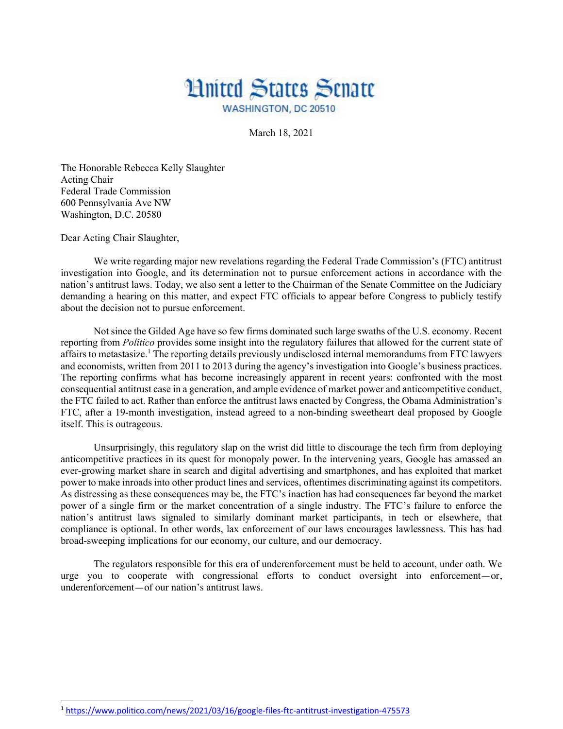# United States Senate

WASHINGTON, DC 20510

March 18, 2021

The Honorable Rebecca Kelly Slaughter
Acting Chair
Federal Trade Commission
600 Pennsylvania Ave NW
Washington, D.C. 20580

Dear Acting Chair Slaughter,

We write regarding major new revelations regarding the Federal Trade Commission's (FTC) antitrust investigation into Google, and its determination not to pursue enforcement actions in accordance with the nation's antitrust laws. Today, we also sent a letter to the Chairman of the Senate Committee on the Judiciary demanding a hearing on this matter, and expect FTC officials to appear before Congress to publicly testify about the decision not to pursue enforcement.

Not since the Gilded Age have so few firms dominated such large swaths of the U.S. economy. Recent reporting from *Politico* provides some insight into the regulatory failures that allowed for the current state of affairs to metastasize.[1] The reporting details previously undisclosed internal memorandums from FTC lawyers and economists, written from 2011 to 2013 during the agency's investigation into Google's business practices. The reporting confirms what has become increasingly apparent in recent years: confronted with the most consequential antitrust case in a generation, and ample evidence of market power and anticompetitive conduct, the FTC failed to act. Rather than enforce the antitrust laws enacted by Congress, the Obama Administration's FTC, after a 19-month investigation, instead agreed to a non-binding sweetheart deal proposed by Google itself. This is outrageous.

Unsurprisingly, this regulatory slap on the wrist did little to discourage the tech firm from deploying anticompetitive practices in its quest for monopoly power. In the intervening years, Google has amassed an ever-growing market share in search and digital advertising and smartphones, and has exploited that market power to make inroads into other product lines and services, oftentimes discriminating against its competitors. As distressing as these consequences may be, the FTC's inaction has had consequences far beyond the market power of a single firm or the market concentration of a single industry. The FTC's failure to enforce the nation's antitrust laws signaled to similarly dominant market participants, in tech or elsewhere, that compliance is optional. In other words, lax enforcement of our laws encourages lawlessness. This has had broad-sweeping implications for our economy, our culture, and our democracy.

The regulators responsible for this era of underenforcement must be held to account, under oath. We urge you to cooperate with congressional efforts to conduct oversight into enforcement—or, underenforcement—of our nation's antitrust laws.

---

[1] https://www.politico.com/news/2021/03/16/google-files-ftc-antitrust-investigation-475573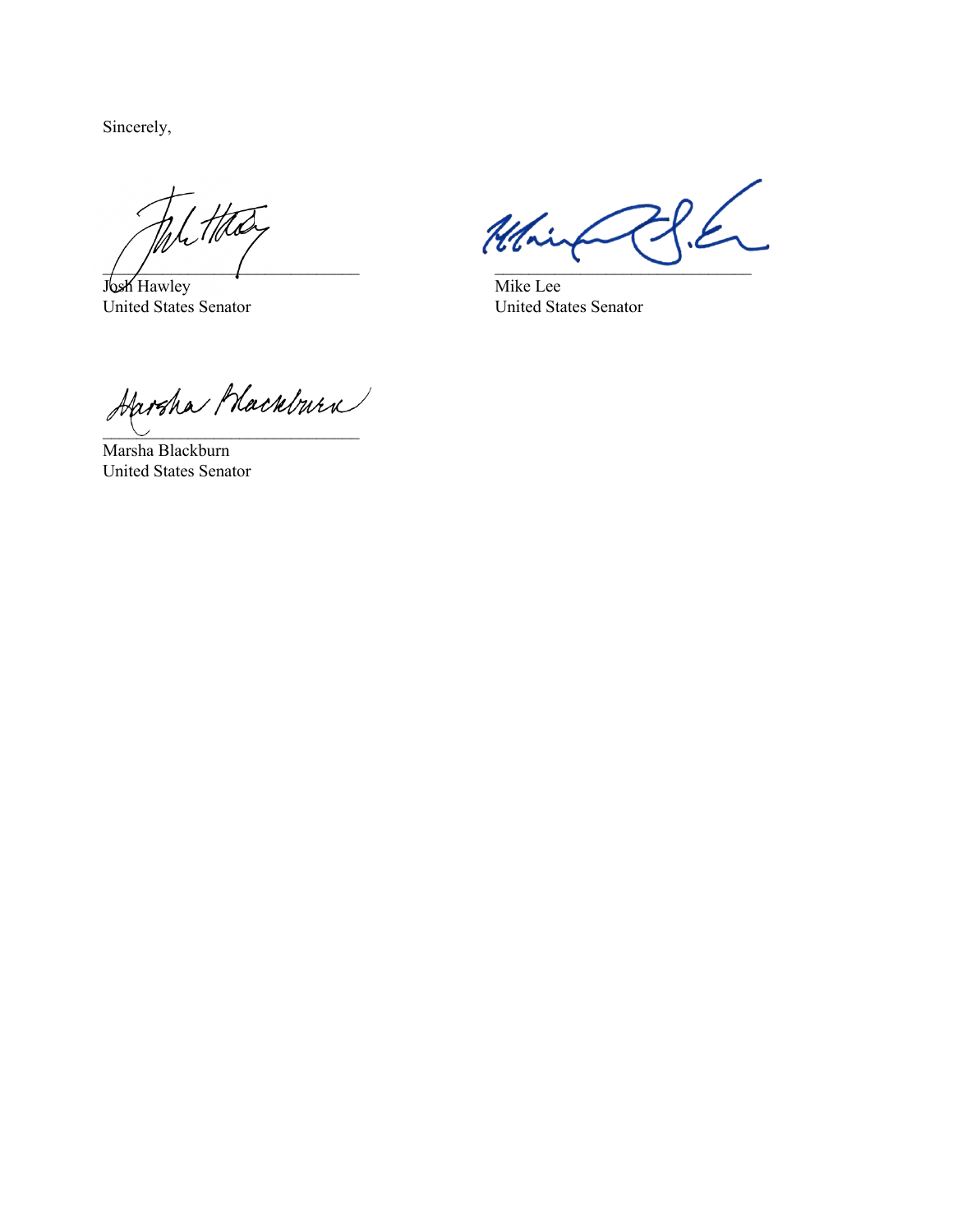Sincerely,

Josh Hawley
United States Senator

Mike Lee
United States Senator

Marsha Blackburn
United States Senator